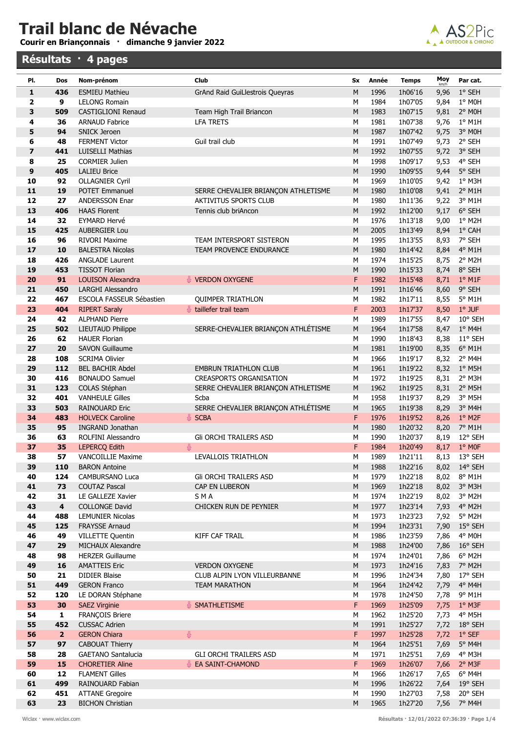# Trail blanc de Névache

**Courir en Briançonnais · dimanche 9 janvier 2022**

## Résultats · 4 pages

| Pl. | Dos | Nom-prénom | Club | Sx | Année | Temps | Moy km/h | Par cat. |
|---|---|---|---|---|---|---|---|---|
| 1 | 436 | ESMIEU Mathieu | GrAnd Raid GuiLlestrois Queyras | M | 1996 | 1h06'16 | 9,96 | 1° SEH |
| 2 | 9 | LELONG Romain | | M | 1984 | 1h07'05 | 9,84 | 1° M0H |
| 3 | 509 | CASTIGLIONI Renaud | Team High Trail Briancon | M | 1983 | 1h07'15 | 9,81 | 2° M0H |
| 4 | 36 | ARNAUD Fabrice | LFA TRETS | M | 1981 | 1h07'38 | 9,76 | 1° M1H |
| 5 | 94 | SNICK Jeroen | | M | 1987 | 1h07'42 | 9,75 | 3° M0H |
| 6 | 48 | FERMENT Victor | Guil trail club | M | 1991 | 1h07'49 | 9,73 | 2° SEH |
| 7 | 441 | LUISELLI Mathias | | M | 1992 | 1h07'55 | 9,72 | 3° SEH |
| 8 | 25 | CORMIER Julien | | M | 1998 | 1h09'17 | 9,53 | 4° SEH |
| 9 | 405 | LALIEU Brice | | M | 1990 | 1h09'55 | 9,44 | 5° SEH |
| 10 | 92 | OLLAGNIER Cyril | | M | 1969 | 1h10'05 | 9,42 | 1° M3H |
| 11 | 19 | POTET Emmanuel | SERRE CHEVALIER BRIANÇON ATHLETISME | M | 1980 | 1h10'08 | 9,41 | 2° M1H |
| 12 | 27 | ANDERSSON Enar | AKTIVITUS SPORTS CLUB | M | 1980 | 1h11'36 | 9,22 | 3° M1H |
| 13 | 406 | HAAS Florent | Tennis club briAncon | M | 1992 | 1h12'00 | 9,17 | 6° SEH |
| 14 | 32 | EYMARD Hervé | | M | 1976 | 1h13'18 | 9,00 | 1° M2H |
| 15 | 425 | AUBERGIER Lou | | M | 2005 | 1h13'49 | 8,94 | 1° CAH |
| 16 | 96 | RIVORI Maxime | TEAM INTERSPORT SISTERON | M | 1995 | 1h13'55 | 8,93 | 7° SEH |
| 17 | 10 | BALESTRA Nicolas | TEAM PROVENCE ENDURANCE | M | 1980 | 1h14'42 | 8,84 | 4° M1H |
| 18 | 426 | ANGLADE Laurent | | M | 1974 | 1h15'25 | 8,75 | 2° M2H |
| 19 | 453 | TISSOT Florian | | M | 1990 | 1h15'33 | 8,74 | 8° SEH |
| 20 | 91 | LOUISON Alexandra | VERDON OXYGENE | F | 1982 | 1h15'48 | 8,71 | 1° M1F |
| 21 | 450 | LARGHI Alessandro | | M | 1991 | 1h16'46 | 8,60 | 9° SEH |
| 22 | 467 | ESCOLA FASSEUR Sébastien | QUIMPER TRIATHLON | M | 1982 | 1h17'11 | 8,55 | 5° M1H |
| 23 | 404 | RIPERT Saraly | taillefer trail team | F | 2003 | 1h17'37 | 8,50 | 1° JUF |
| 24 | 42 | ALPHAND Pierre | | M | 1989 | 1h17'55 | 8,47 | 10° SEH |
| 25 | 502 | LIEUTAUD Philippe | SERRE-CHEVALIER BRIANÇON ATHLÉTISME | M | 1964 | 1h17'58 | 8,47 | 1° M4H |
| 26 | 62 | HAUER Florian | | M | 1990 | 1h18'43 | 8,38 | 11° SEH |
| 27 | 20 | SAVON Guillaume | | M | 1981 | 1h19'00 | 8,35 | 6° M1H |
| 28 | 108 | SCRIMA Olivier | | M | 1966 | 1h19'17 | 8,32 | 2° M4H |
| 29 | 112 | BEL BACHIR Abdel | EMBRUN TRIATHLON CLUB | M | 1961 | 1h19'22 | 8,32 | 1° M5H |
| 30 | 416 | BONAUDO Samuel | CREASPORTS ORGANISATION | M | 1972 | 1h19'25 | 8,31 | 2° M3H |
| 31 | 123 | COLAS Stéphan | SERRE CHEVALIER BRIANÇON ATHLETISME | M | 1962 | 1h19'25 | 8,31 | 2° M5H |
| 32 | 401 | VANHEULE Gilles | Scba | M | 1958 | 1h19'37 | 8,29 | 3° M5H |
| 33 | 503 | RAINOUARD Eric | SERRE CHEVALIER BRIANÇON ATHLÉTISME | M | 1965 | 1h19'38 | 8,29 | 3° M4H |
| 34 | 483 | HOLVECK Caroline | SCBA | F | 1976 | 1h19'52 | 8,26 | 1° M2F |
| 35 | 95 | INGRAND Jonathan | | M | 1980 | 1h20'32 | 8,20 | 7° M1H |
| 36 | 63 | ROLFINI Alessandro | Gli ORCHI TRAILERS ASD | M | 1990 | 1h20'37 | 8,19 | 12° SEH |
| 37 | 35 | LEPERCQ Edith | | F | 1984 | 1h20'49 | 8,17 | 1° M0F |
| 38 | 57 | VANCOILLIE Maxime | LEVALLOIS TRIATHLON | M | 1989 | 1h21'11 | 8,13 | 13° SEH |
| 39 | 110 | BARON Antoine | | M | 1988 | 1h22'16 | 8,02 | 14° SEH |
| 40 | 124 | CAMBURSANO Luca | Gli ORCHI TRAILERS ASD | M | 1979 | 1h22'18 | 8,02 | 8° M1H |
| 41 | 73 | COUTAZ Pascal | CAP EN LUBERON | M | 1969 | 1h22'18 | 8,02 | 3° M3H |
| 42 | 31 | LE GALLEZE Xavier | S M A | M | 1974 | 1h22'19 | 8,02 | 3° M2H |
| 43 | 4 | COLLONGE David | CHICKEN RUN DE PEYNIER | M | 1977 | 1h23'14 | 7,93 | 4° M2H |
| 44 | 488 | LEMUNIER Nicolas | | M | 1973 | 1h23'23 | 7,92 | 5° M2H |
| 45 | 125 | FRAYSSE Arnaud | | M | 1994 | 1h23'31 | 7,90 | 15° SEH |
| 46 | 49 | VILLETTE Quentin | KIFF CAF TRAIL | M | 1986 | 1h23'59 | 7,86 | 4° M0H |
| 47 | 29 | MICHAUX Alexandre | | M | 1988 | 1h24'00 | 7,86 | 16° SEH |
| 48 | 98 | HERZER Guillaume | | M | 1974 | 1h24'01 | 7,86 | 6° M2H |
| 49 | 16 | AMATTEIS Eric | VERDON OXYGENE | M | 1973 | 1h24'16 | 7,83 | 7° M2H |
| 50 | 21 | DIDIER Blaise | CLUB ALPIN LYON VILLEURBANNE | M | 1996 | 1h24'34 | 7,80 | 17° SEH |
| 51 | 449 | GERON Franco | TEAM MARATHON | M | 1964 | 1h24'42 | 7,79 | 4° M4H |
| 52 | 120 | LE DORAN Stéphane | | M | 1978 | 1h24'50 | 7,78 | 9° M1H |
| 53 | 30 | SAEZ Virginie | SMATHLETISME | F | 1969 | 1h25'09 | 7,75 | 1° M3F |
| 54 | 1 | FRANÇOIS Briere | | M | 1962 | 1h25'20 | 7,73 | 4° M5H |
| 55 | 452 | CUSSAC Adrien | | M | 1991 | 1h25'27 | 7,72 | 18° SEH |
| 56 | 2 | GERON Chiara | | F | 1997 | 1h25'28 | 7,72 | 1° SEF |
| 57 | 97 | CABOUAT Thierry | | M | 1964 | 1h25'51 | 7,69 | 5° M4H |
| 58 | 28 | GAETANO Santalucia | GLI ORCHI TRAILERS ASD | M | 1971 | 1h25'51 | 7,69 | 4° M3H |
| 59 | 15 | CHORETIER Aline | EA SAINT-CHAMOND | F | 1969 | 1h26'07 | 7,66 | 2° M3F |
| 60 | 12 | FLAMENT Gilles | | M | 1966 | 1h26'17 | 7,65 | 6° M4H |
| 61 | 499 | RAINOUARD Fabian | | M | 1996 | 1h26'22 | 7,64 | 19° SEH |
| 62 | 451 | ATTANE Gregoire | | M | 1990 | 1h27'03 | 7,58 | 20° SEH |
| 63 | 23 | BICHON Christian | | M | 1965 | 1h27'20 | 7,56 | 7° M4H |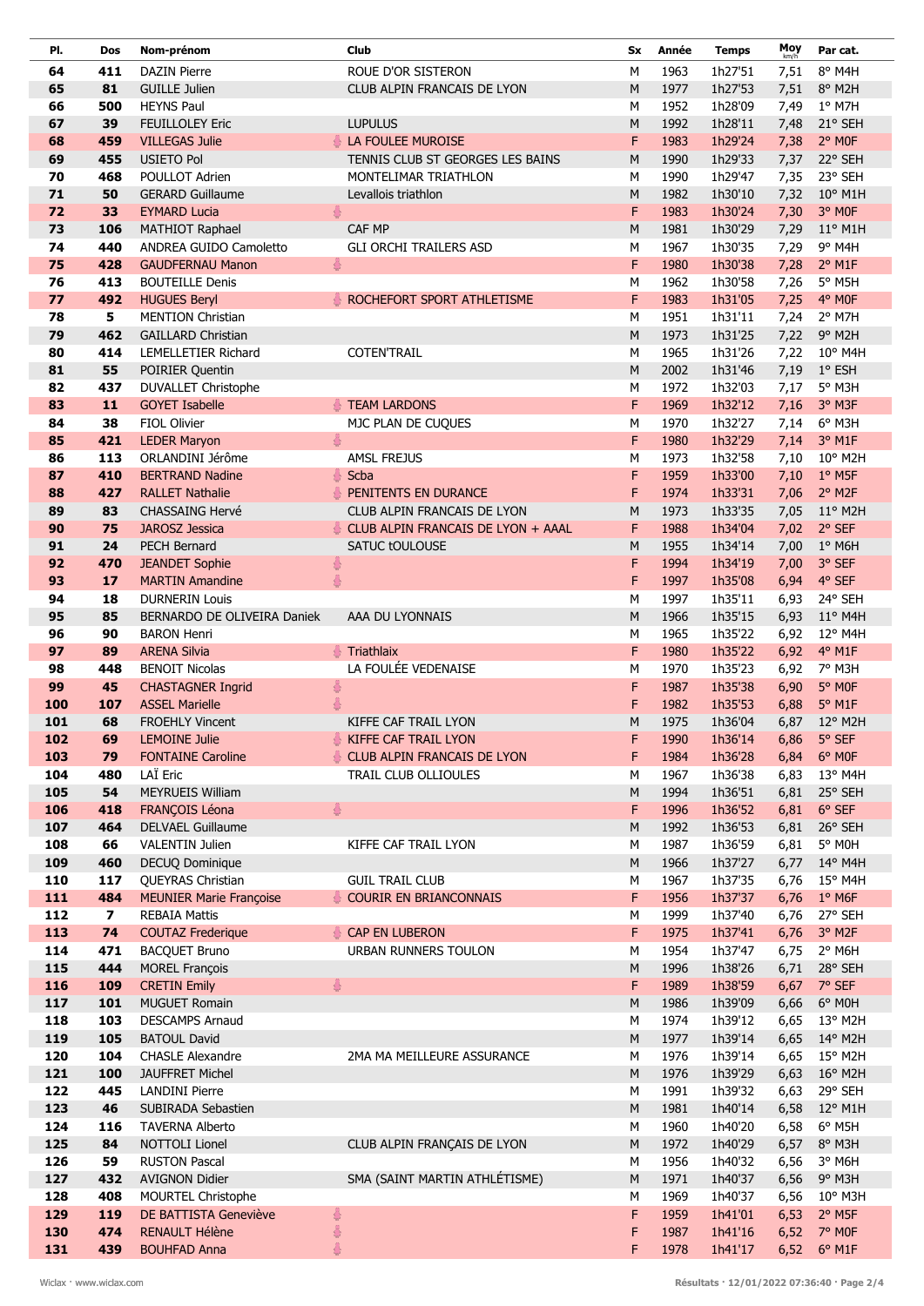| Pl. | Dos | Nom-prénom | Club | Sx | Année | Temps | Moy km/h | Par cat. |
|---|---|---|---|---|---|---|---|---|
| 64 | 411 | DAZIN Pierre | ROUE D'OR SISTERON | M | 1963 | 1h27'51 | 7,51 | 8° M4H |
| 65 | 81 | GUILLE Julien | CLUB ALPIN FRANCAIS DE LYON | M | 1977 | 1h27'53 | 7,51 | 8° M2H |
| 66 | 500 | HEYNS Paul | | M | 1952 | 1h28'09 | 7,49 | 1° M7H |
| 67 | 39 | FEUILLOLEY Eric | LUPULUS | M | 1992 | 1h28'11 | 7,48 | 21° SEH |
| 68 | 459 | VILLEGAS Julie | LA FOULEE MUROISE | F | 1983 | 1h29'24 | 7,38 | 2° M0F |
| 69 | 455 | USIETO Pol | TENNIS CLUB ST GEORGES LES BAINS | M | 1990 | 1h29'33 | 7,37 | 22° SEH |
| 70 | 468 | POULLOT Adrien | MONTELIMAR TRIATHLON | M | 1990 | 1h29'47 | 7,35 | 23° SEH |
| 71 | 50 | GERARD Guillaume | Levallois triathlon | M | 1982 | 1h30'10 | 7,32 | 10° M1H |
| 72 | 33 | EYMARD Lucia | | F | 1983 | 1h30'24 | 7,30 | 3° M0F |
| 73 | 106 | MATHIOT Raphael | CAF MP | M | 1981 | 1h30'29 | 7,29 | 11° M1H |
| 74 | 440 | ANDREA GUIDO Camoletto | GLI ORCHI TRAILERS ASD | M | 1967 | 1h30'35 | 7,29 | 9° M4H |
| 75 | 428 | GAUDFERNAU Manon | | F | 1980 | 1h30'38 | 7,28 | 2° M1F |
| 76 | 413 | BOUTEILLE Denis | | M | 1962 | 1h30'58 | 7,26 | 5° M5H |
| 77 | 492 | HUGUES Beryl | ROCHEFORT SPORT ATHLETISME | F | 1983 | 1h31'05 | 7,25 | 4° M0F |
| 78 | 5 | MENTION Christian | | M | 1951 | 1h31'11 | 7,24 | 2° M7H |
| 79 | 462 | GAILLARD Christian | | M | 1973 | 1h31'25 | 7,22 | 9° M2H |
| 80 | 414 | LEMELLETIER Richard | COTEN'TRAIL | M | 1965 | 1h31'26 | 7,22 | 10° M4H |
| 81 | 55 | POIRIER Quentin | | M | 2002 | 1h31'46 | 7,19 | 1° ESH |
| 82 | 437 | DUVALLET Christophe | | M | 1972 | 1h32'03 | 7,17 | 5° M3H |
| 83 | 11 | GOYET Isabelle | TEAM LARDONS | F | 1969 | 1h32'12 | 7,16 | 3° M3F |
| 84 | 38 | FIOL Olivier | MJC PLAN DE CUQUES | M | 1970 | 1h32'27 | 7,14 | 6° M3H |
| 85 | 421 | LEDER Maryon | | F | 1980 | 1h32'29 | 7,14 | 3° M1F |
| 86 | 113 | ORLANDINI Jérôme | AMSL FREJUS | M | 1973 | 1h32'58 | 7,10 | 10° M2H |
| 87 | 410 | BERTRAND Nadine | Scba | F | 1959 | 1h33'00 | 7,10 | 1° M5F |
| 88 | 427 | RALLET Nathalie | PENITENTS EN DURANCE | F | 1974 | 1h33'31 | 7,06 | 2° M2F |
| 89 | 83 | CHASSAING Hervé | CLUB ALPIN FRANCAIS DE LYON | M | 1973 | 1h33'35 | 7,05 | 11° M2H |
| 90 | 75 | JAROSZ Jessica | CLUB ALPIN FRANCAIS DE LYON + AAAL | F | 1988 | 1h34'04 | 7,02 | 2° SEF |
| 91 | 24 | PECH Bernard | SATUC tOULOUSE | M | 1955 | 1h34'14 | 7,00 | 1° M6H |
| 92 | 470 | JEANDET Sophie | | F | 1994 | 1h34'19 | 7,00 | 3° SEF |
| 93 | 17 | MARTIN Amandine | | F | 1997 | 1h35'08 | 6,94 | 4° SEF |
| 94 | 18 | DURNERIN Louis | | M | 1997 | 1h35'11 | 6,93 | 24° SEH |
| 95 | 85 | BERNARDO DE OLIVEIRA Daniek | AAA DU LYONNAIS | M | 1966 | 1h35'15 | 6,93 | 11° M4H |
| 96 | 90 | BARON Henri | | M | 1965 | 1h35'22 | 6,92 | 12° M4H |
| 97 | 89 | ARENA Silvia | Triathlaix | F | 1980 | 1h35'22 | 6,92 | 4° M1F |
| 98 | 448 | BENOIT Nicolas | LA FOULÉE VEDENAISE | M | 1970 | 1h35'23 | 6,92 | 7° M3H |
| 99 | 45 | CHASTAGNER Ingrid | | F | 1987 | 1h35'38 | 6,90 | 5° M0F |
| 100 | 107 | ASSEL Marielle | | F | 1982 | 1h35'53 | 6,88 | 5° M1F |
| 101 | 68 | FROEHLY Vincent | KIFFE CAF TRAIL LYON | M | 1975 | 1h36'04 | 6,87 | 12° M2H |
| 102 | 69 | LEMOINE Julie | KIFFE CAF TRAIL LYON | F | 1990 | 1h36'14 | 6,86 | 5° SEF |
| 103 | 79 | FONTAINE Caroline | CLUB ALPIN FRANCAIS DE LYON | F | 1984 | 1h36'28 | 6,84 | 6° M0F |
| 104 | 480 | LAÏ Eric | TRAIL CLUB OLLIOULES | M | 1967 | 1h36'38 | 6,83 | 13° M4H |
| 105 | 54 | MEYRUEIS William | | M | 1994 | 1h36'51 | 6,81 | 25° SEH |
| 106 | 418 | FRANÇOIS Léona | | F | 1996 | 1h36'52 | 6,81 | 6° SEF |
| 107 | 464 | DELVAEL Guillaume | | M | 1992 | 1h36'53 | 6,81 | 26° SEH |
| 108 | 66 | VALENTIN Julien | KIFFE CAF TRAIL LYON | M | 1987 | 1h36'59 | 6,81 | 5° M0H |
| 109 | 460 | DECUQ Dominique | | M | 1966 | 1h37'27 | 6,77 | 14° M4H |
| 110 | 117 | QUEYRAS Christian | GUIL TRAIL CLUB | M | 1967 | 1h37'35 | 6,76 | 15° M4H |
| 111 | 484 | MEUNIER Marie Françoise | COURIR EN BRIANCONNAIS | F | 1956 | 1h37'37 | 6,76 | 1° M6F |
| 112 | 7 | REBAIA Mattis | | M | 1999 | 1h37'40 | 6,76 | 27° SEH |
| 113 | 74 | COUTAZ Frederique | CAP EN LUBERON | F | 1975 | 1h37'41 | 6,76 | 3° M2F |
| 114 | 471 | BACQUET Bruno | URBAN RUNNERS TOULON | M | 1954 | 1h37'47 | 6,75 | 2° M6H |
| 115 | 444 | MOREL François | | M | 1996 | 1h38'26 | 6,71 | 28° SEH |
| 116 | 109 | CRETIN Emily | | F | 1989 | 1h38'59 | 6,67 | 7° SEF |
| 117 | 101 | MUGUET Romain | | M | 1986 | 1h39'09 | 6,66 | 6° M0H |
| 118 | 103 | DESCAMPS Arnaud | | M | 1974 | 1h39'12 | 6,65 | 13° M2H |
| 119 | 105 | BATOUL David | | M | 1977 | 1h39'14 | 6,65 | 14° M2H |
| 120 | 104 | CHASLE Alexandre | 2MA MA MEILLEURE ASSURANCE | M | 1976 | 1h39'14 | 6,65 | 15° M2H |
| 121 | 100 | JAUFFRET Michel | | M | 1976 | 1h39'29 | 6,63 | 16° M2H |
| 122 | 445 | LANDINI Pierre | | M | 1991 | 1h39'32 | 6,63 | 29° SEH |
| 123 | 46 | SUBIRADA Sebastien | | M | 1981 | 1h40'14 | 6,58 | 12° M1H |
| 124 | 116 | TAVERNA Alberto | | M | 1960 | 1h40'20 | 6,58 | 6° M5H |
| 125 | 84 | NOTTOLI Lionel | CLUB ALPIN FRANÇAIS DE LYON | M | 1972 | 1h40'29 | 6,57 | 8° M3H |
| 126 | 59 | RUSTON Pascal | | M | 1956 | 1h40'32 | 6,56 | 3° M6H |
| 127 | 432 | AVIGNON Didier | SMA (SAINT MARTIN ATHLÉTISME) | M | 1971 | 1h40'37 | 6,56 | 9° M3H |
| 128 | 408 | MOURTEL Christophe | | M | 1969 | 1h40'37 | 6,56 | 10° M3H |
| 129 | 119 | DE BATTISTA Geneviève | | F | 1959 | 1h41'01 | 6,53 | 2° M5F |
| 130 | 474 | RENAULT Hélène | | F | 1987 | 1h41'16 | 6,52 | 7° M0F |
| 131 | 439 | BOUHFAD Anna | | F | 1978 | 1h41'17 | 6,52 | 6° M1F |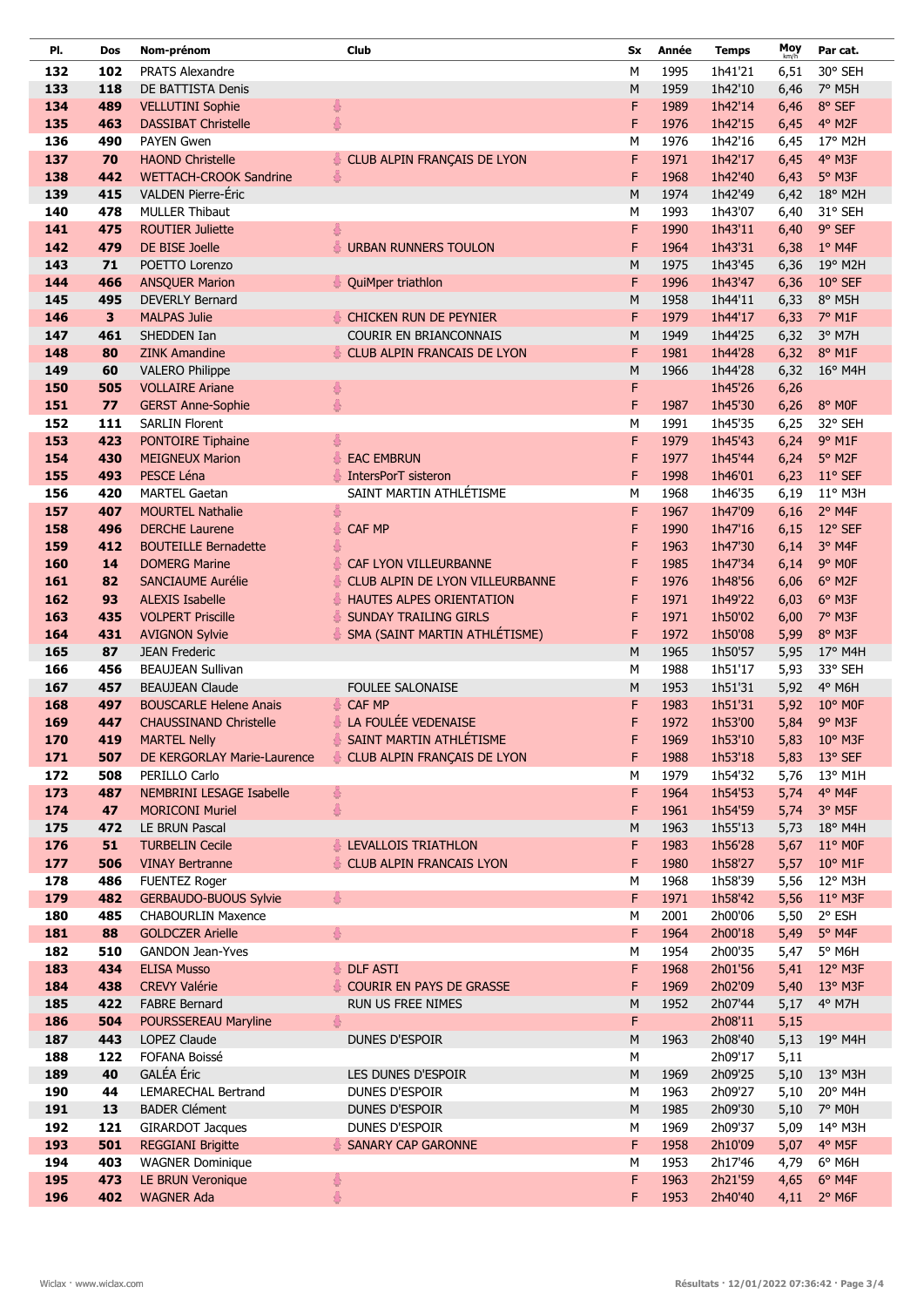| Pl. | Dos | Nom-prénom | Club | Sx | Année | Temps | Moy km/h | Par cat. |
|---|---|---|---|---|---|---|---|---|
| 132 | 102 | PRATS Alexandre | | M | 1995 | 1h41'21 | 6,51 | 30° SEH |
| 133 | 118 | DE BATTISTA Denis | | M | 1959 | 1h42'10 | 6,46 | 7° M5H |
| 134 | 489 | VELLUTINI Sophie | | F | 1989 | 1h42'14 | 6,46 | 8° SEF |
| 135 | 463 | DASSIBAT Christelle | | F | 1976 | 1h42'15 | 6,45 | 4° M2F |
| 136 | 490 | PAYEN Gwen | | M | 1976 | 1h42'16 | 6,45 | 17° M2H |
| 137 | 70 | HAOND Christelle | CLUB ALPIN FRANÇAIS DE LYON | F | 1971 | 1h42'17 | 6,45 | 4° M3F |
| 138 | 442 | WETTACH-CROOK Sandrine | | F | 1968 | 1h42'40 | 6,43 | 5° M3F |
| 139 | 415 | VALDEN Pierre-Éric | | M | 1974 | 1h42'49 | 6,42 | 18° M2H |
| 140 | 478 | MULLER Thibaut | | M | 1993 | 1h43'07 | 6,40 | 31° SEH |
| 141 | 475 | ROUTIER Juliette | | F | 1990 | 1h43'11 | 6,40 | 9° SEF |
| 142 | 479 | DE BISE Joelle | URBAN RUNNERS TOULON | F | 1964 | 1h43'31 | 6,38 | 1° M4F |
| 143 | 71 | POETTO Lorenzo | | M | 1975 | 1h43'45 | 6,36 | 19° M2H |
| 144 | 466 | ANSQUER Marion | QuiMper triathlon | F | 1996 | 1h43'47 | 6,36 | 10° SEF |
| 145 | 495 | DEVERLY Bernard | | M | 1958 | 1h44'11 | 6,33 | 8° M5H |
| 146 | 3 | MALPAS Julie | CHICKEN RUN DE PEYNIER | F | 1979 | 1h44'17 | 6,33 | 7° M1F |
| 147 | 461 | SHEDDEN Ian | COURIR EN BRIANCONNAIS | M | 1949 | 1h44'25 | 6,32 | 3° M7H |
| 148 | 80 | ZINK Amandine | CLUB ALPIN FRANCAIS DE LYON | F | 1981 | 1h44'28 | 6,32 | 8° M1F |
| 149 | 60 | VALERO Philippe | | M | 1966 | 1h44'28 | 6,32 | 16° M4H |
| 150 | 505 | VOLLAIRE Ariane | | F | | 1h45'26 | 6,26 | |
| 151 | 77 | GERST Anne-Sophie | | F | 1987 | 1h45'30 | 6,26 | 8° M0F |
| 152 | 111 | SARLIN Florent | | M | 1991 | 1h45'35 | 6,25 | 32° SEH |
| 153 | 423 | PONTOIRE Tiphaine | | F | 1979 | 1h45'43 | 6,24 | 9° M1F |
| 154 | 430 | MEIGNEUX Marion | EAC EMBRUN | F | 1977 | 1h45'44 | 6,24 | 5° M2F |
| 155 | 493 | PESCE Léna | IntersPorT sisteron | F | 1998 | 1h46'01 | 6,23 | 11° SEF |
| 156 | 420 | MARTEL Gaetan | SAINT MARTIN ATHLÉTISME | M | 1968 | 1h46'35 | 6,19 | 11° M3H |
| 157 | 407 | MOURTEL Nathalie | | F | 1967 | 1h47'09 | 6,16 | 2° M4F |
| 158 | 496 | DERCHE Laurene | CAF MP | F | 1990 | 1h47'16 | 6,15 | 12° SEF |
| 159 | 412 | BOUTEILLE Bernadette | | F | 1963 | 1h47'30 | 6,14 | 3° M4F |
| 160 | 14 | DOMERG Marine | CAF LYON VILLEURBANNE | F | 1985 | 1h47'34 | 6,14 | 9° M0F |
| 161 | 82 | SANCIAUME Aurélie | CLUB ALPIN DE LYON VILLEURBANNE | F | 1976 | 1h48'56 | 6,06 | 6° M2F |
| 162 | 93 | ALEXIS Isabelle | HAUTES ALPES ORIENTATION | F | 1971 | 1h49'22 | 6,03 | 6° M3F |
| 163 | 435 | VOLPERT Priscille | SUNDAY TRAILING GIRLS | F | 1971 | 1h50'02 | 6,00 | 7° M3F |
| 164 | 431 | AVIGNON Sylvie | SMA (SAINT MARTIN ATHLÉTISME) | F | 1972 | 1h50'08 | 5,99 | 8° M3F |
| 165 | 87 | JEAN Frederic | | M | 1965 | 1h50'57 | 5,95 | 17° M4H |
| 166 | 456 | BEAUJEAN Sullivan | | M | 1988 | 1h51'17 | 5,93 | 33° SEH |
| 167 | 457 | BEAUJEAN Claude | FOULEE SALONAISE | M | 1953 | 1h51'31 | 5,92 | 4° M6H |
| 168 | 497 | BOUSCARLE Helene Anais | CAF MP | F | 1983 | 1h51'31 | 5,92 | 10° M0F |
| 169 | 447 | CHAUSSINAND Christelle | LA FOULÉE VEDENAISE | F | 1972 | 1h53'00 | 5,84 | 9° M3F |
| 170 | 419 | MARTEL Nelly | SAINT MARTIN ATHLÉTISME | F | 1969 | 1h53'10 | 5,83 | 10° M3F |
| 171 | 507 | DE KERGORLAY Marie-Laurence | CLUB ALPIN FRANÇAIS DE LYON | F | 1988 | 1h53'18 | 5,83 | 13° SEF |
| 172 | 508 | PERILLO Carlo | | M | 1979 | 1h54'32 | 5,76 | 13° M1H |
| 173 | 487 | NEMBRINI LESAGE Isabelle | | F | 1964 | 1h54'53 | 5,74 | 4° M4F |
| 174 | 47 | MORICONI Muriel | | F | 1961 | 1h54'59 | 5,74 | 3° M5F |
| 175 | 472 | LE BRUN Pascal | | M | 1963 | 1h55'13 | 5,73 | 18° M4H |
| 176 | 51 | TURBELIN Cecile | LEVALLOIS TRIATHLON | F | 1983 | 1h56'28 | 5,67 | 11° M0F |
| 177 | 506 | VINAY Bertranne | CLUB ALPIN FRANCAIS LYON | F | 1980 | 1h58'27 | 5,57 | 10° M1F |
| 178 | 486 | FUENTEZ Roger | | M | 1968 | 1h58'39 | 5,56 | 12° M3H |
| 179 | 482 | GERBAUDO-BUOUS Sylvie | | F | 1971 | 1h58'42 | 5,56 | 11° M3F |
| 180 | 485 | CHABOURLIN Maxence | | M | 2001 | 2h00'06 | 5,50 | 2° ESH |
| 181 | 88 | GOLDCZER Arielle | | F | 1964 | 2h00'18 | 5,49 | 5° M4F |
| 182 | 510 | GANDON Jean-Yves | | M | 1954 | 2h00'35 | 5,47 | 5° M6H |
| 183 | 434 | ELISA Musso | DLF ASTI | F | 1968 | 2h01'56 | 5,41 | 12° M3F |
| 184 | 438 | CREVY Valérie | COURIR EN PAYS DE GRASSE | F | 1969 | 2h02'09 | 5,40 | 13° M3F |
| 185 | 422 | FABRE Bernard | RUN US FREE NIMES | M | 1952 | 2h07'44 | 5,17 | 4° M7H |
| 186 | 504 | POURSSEREAU Maryline | | F | | 2h08'11 | 5,15 | |
| 187 | 443 | LOPEZ Claude | DUNES D'ESPOIR | M | 1963 | 2h08'40 | 5,13 | 19° M4H |
| 188 | 122 | FOFANA Boissé | | M | | 2h09'17 | 5,11 | |
| 189 | 40 | GALÉA Éric | LES DUNES D'ESPOIR | M | 1969 | 2h09'25 | 5,10 | 13° M3H |
| 190 | 44 | LEMARECHAL Bertrand | DUNES D'ESPOIR | M | 1963 | 2h09'27 | 5,10 | 20° M4H |
| 191 | 13 | BADER Clément | DUNES D'ESPOIR | M | 1985 | 2h09'30 | 5,10 | 7° M0H |
| 192 | 121 | GIRARDOT Jacques | DUNES D'ESPOIR | M | 1969 | 2h09'37 | 5,09 | 14° M3H |
| 193 | 501 | REGGIANI Brigitte | SANARY CAP GARONNE | F | 1958 | 2h10'09 | 5,07 | 4° M5F |
| 194 | 403 | WAGNER Dominique | | M | 1953 | 2h17'46 | 4,79 | 6° M6H |
| 195 | 473 | LE BRUN Veronique | | F | 1963 | 2h21'59 | 4,65 | 6° M4F |
| 196 | 402 | WAGNER Ada | | F | 1953 | 2h40'40 | 4,11 | 2° M6F |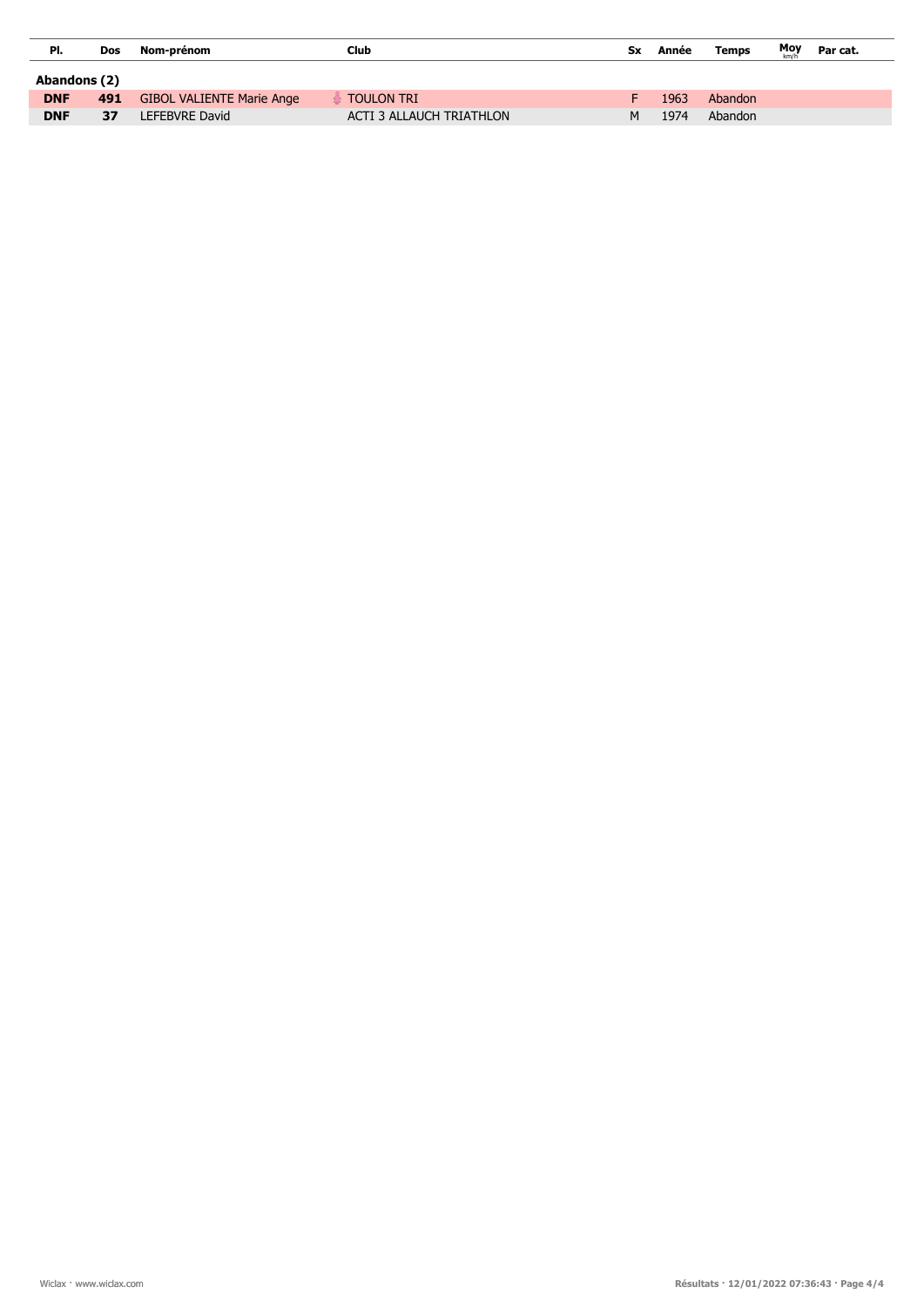| Pl. | Dos | Nom-prénom | Club | Sx | Année | Temps | Moy km/h | Par cat. |
|---|---|---|---|---|---|---|---|---|
| **Abandons (2)** | | | | | | | | |
| **DNF** | **491** | GIBOL VALIENTE Marie Ange | TOULON TRI | F | 1963 | Abandon | | |
| **DNF** | **37** | LEFEBVRE David | ACTI 3 ALLAUCH TRIATHLON | M | 1974 | Abandon | | |

Wiclax · www.wiclax.com

**Résultats · 12/01/2022 07:36:43**